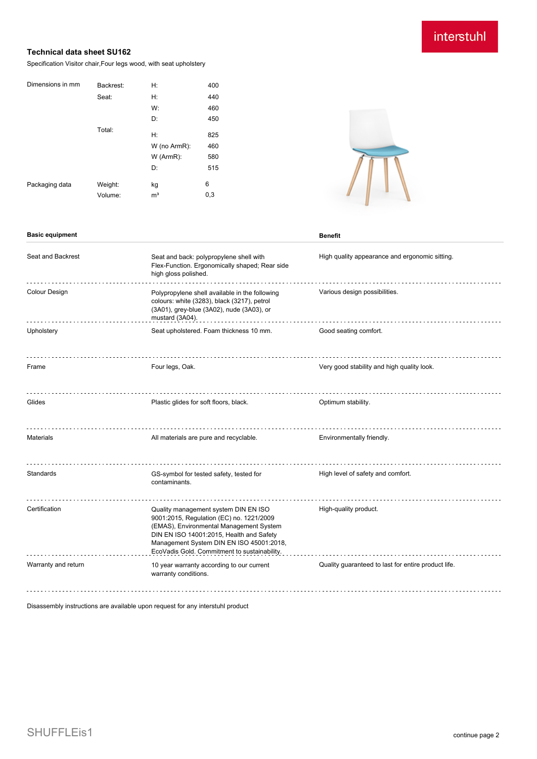interstuhl

## Technical data sheet SU162

Specification Visitor chair,Four legs wood, with seat upholstery

| Dimensions in mm | Backrest: | H: | 400 |
|---|---|---|---|
| | Seat: | H: | 440 |
| | | W: | 460 |
| | | D: | 450 |
| | Total: | H: | 825 |
| | | W (no ArmR): | 460 |
| | | W (ArmR): | 580 |
| | | D: | 515 |
| Packaging data | Weight: | kg | 6 |
| | Volume: | m³ | 0,3 |

| Basic equipment | | Benefit |
|---|---|---|
| Seat and Backrest | Seat and back: polypropylene shell with Flex-Function. Ergonomically shaped; Rear side high gloss polished. | High quality appearance and ergonomic sitting. |
| Colour Design | Polypropylene shell available in the following colours: white (3283), black (3217), petrol (3A01), grey-blue (3A02), nude (3A03), or mustard (3A04). | Various design possibilities. |
| Upholstery | Seat upholstered. Foam thickness 10 mm. | Good seating comfort. |
| Frame | Four legs, Oak. | Very good stability and high quality look. |
| Glides | Plastic glides for soft floors, black. | Optimum stability. |
| Materials | All materials are pure and recyclable. | Environmentally friendly. |
| Standards | GS-symbol for tested safety, tested for contaminants. | High level of safety and comfort. |
| Certification | Quality management system DIN EN ISO 9001:2015, Regulation (EC) no. 1221/2009 (EMAS), Environmental Management System DIN EN ISO 14001:2015, Health and Safety Management System DIN EN ISO 45001:2018, EcoVadis Gold. Commitment to sustainability. | High-quality product. |
| Warranty and return | 10 year warranty according to our current warranty conditions. | Quality guaranteed to last for entire product life. |

Disassembly instructions are available upon request for any interstuhl product

SHUFFLEis1

continue page 2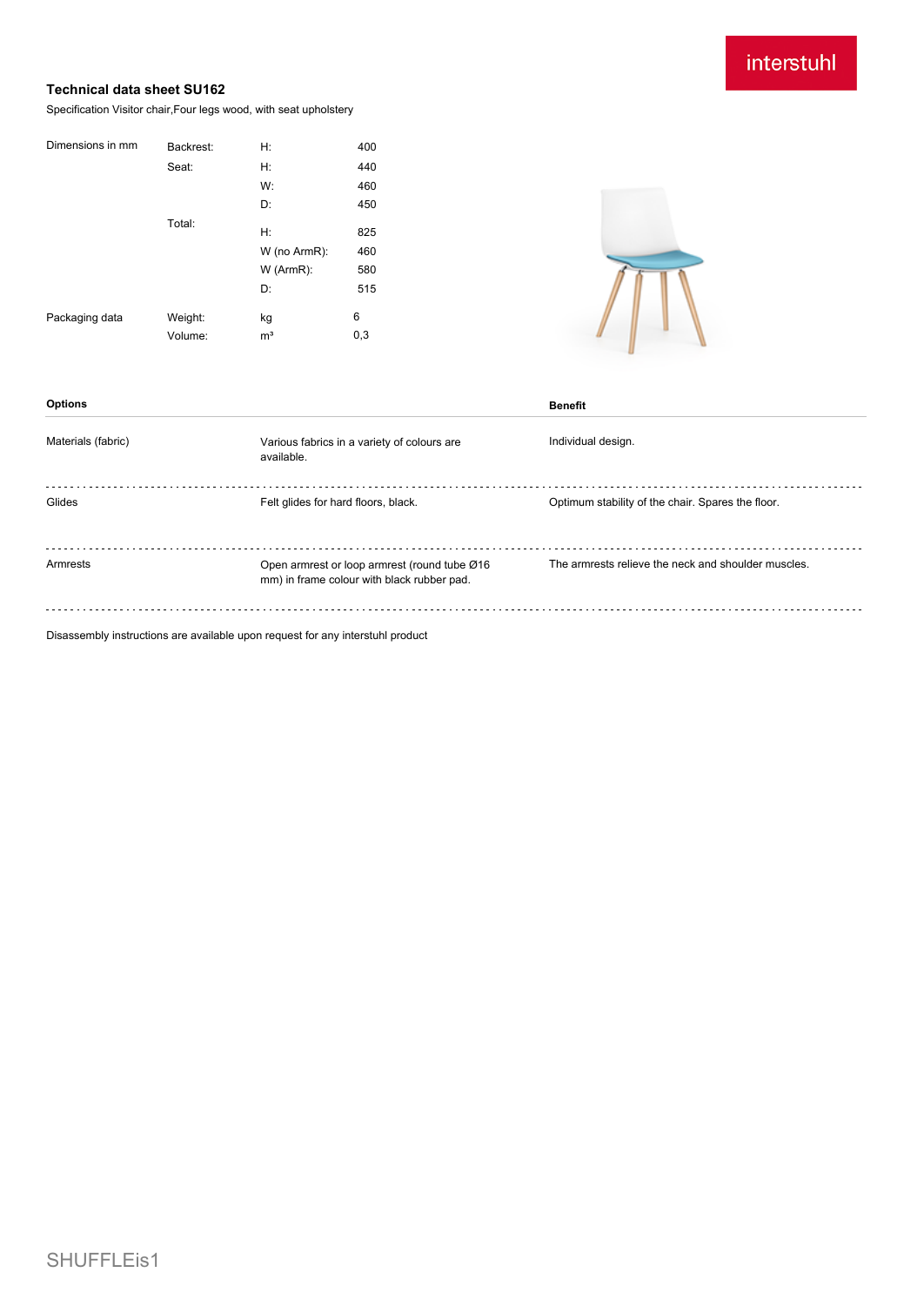interstuhl

## Technical data sheet SU162

Specification Visitor chair,Four legs wood, with seat upholstery

| | | | |
|---|---|---|---|
| Dimensions in mm | Backrest: | H: | 400 |
| | Seat: | H: | 440 |
| | | W: | 460 |
| | | D: | 450 |
| | Total: | H: | 825 |
| | | W (no ArmR): | 460 |
| | | W (ArmR): | 580 |
| | | D: | 515 |
| Packaging data | Weight: | kg | 6 |
| | Volume: | m³ | 0,3 |

| Options | | Benefit |
|---|---|---|
| Materials (fabric) | Various fabrics in a variety of colours are available. | Individual design. |
| Glides | Felt glides for hard floors, black. | Optimum stability of the chair. Spares the floor. |
| Armrests | Open armrest or loop armrest (round tube Ø16 mm) in frame colour with black rubber pad. | The armrests relieve the neck and shoulder muscles. |

Disassembly instructions are available upon request for any interstuhl product

SHUFFLEis1